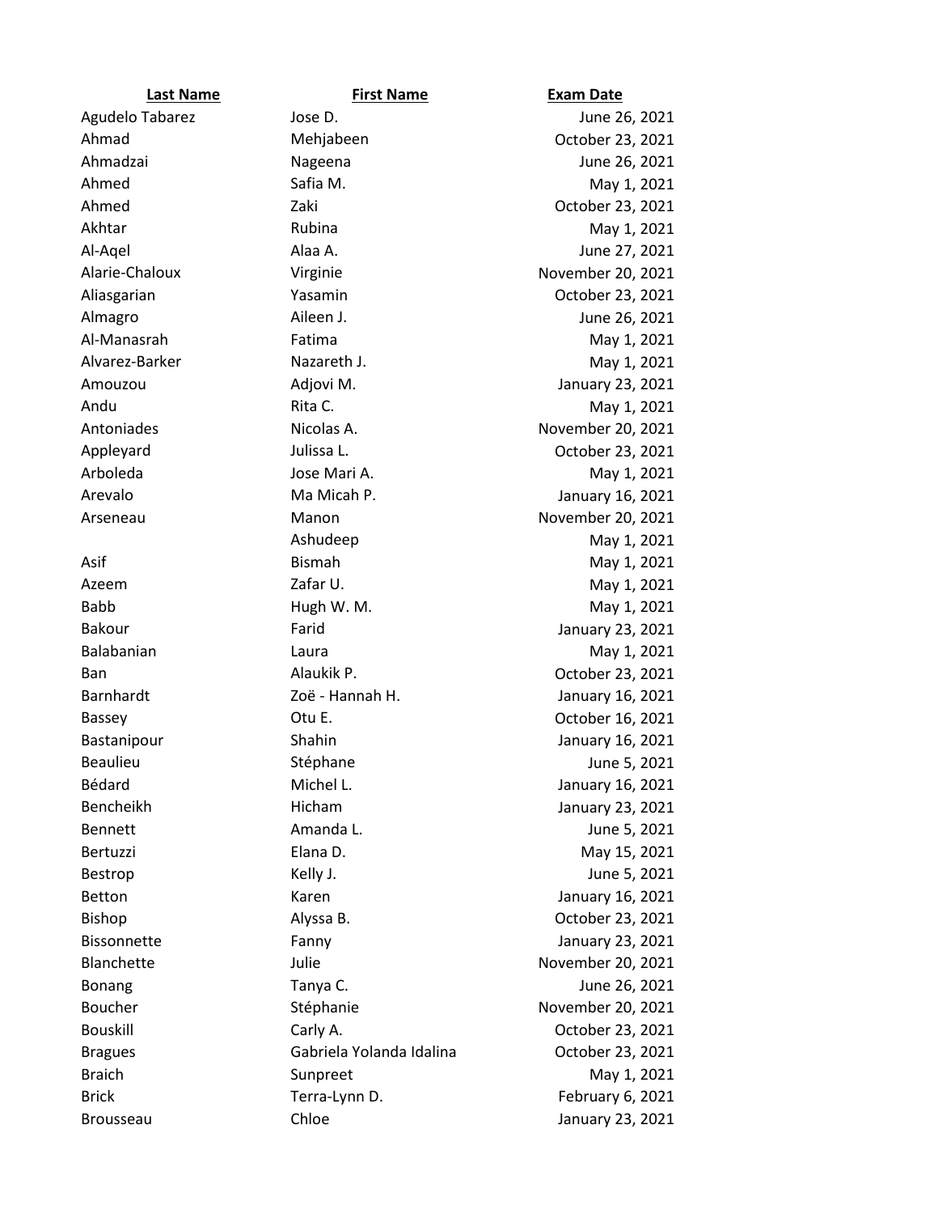| Last Name | First Name | Exam Date |
|---|---|---|
| Agudelo Tabarez | Jose D. | June 26, 2021 |
| Ahmad | Mehjabeen | October 23, 2021 |
| Ahmadzai | Nageena | June 26, 2021 |
| Ahmed | Safia M. | May 1, 2021 |
| Ahmed | Zaki | October 23, 2021 |
| Akhtar | Rubina | May 1, 2021 |
| Al-Aqel | Alaa A. | June 27, 2021 |
| Alarie-Chaloux | Virginie | November 20, 2021 |
| Aliasgarian | Yasamin | October 23, 2021 |
| Almagro | Aileen J. | June 26, 2021 |
| Al-Manasrah | Fatima | May 1, 2021 |
| Alvarez-Barker | Nazareth J. | May 1, 2021 |
| Amouzou | Adjovi M. | January 23, 2021 |
| Andu | Rita C. | May 1, 2021 |
| Antoniades | Nicolas A. | November 20, 2021 |
| Appleyard | Julissa L. | October 23, 2021 |
| Arboleda | Jose Mari A. | May 1, 2021 |
| Arevalo | Ma Micah P. | January 16, 2021 |
| Arseneau | Manon | November 20, 2021 |
| | Ashudeep | May 1, 2021 |
| Asif | Bismah | May 1, 2021 |
| Azeem | Zafar U. | May 1, 2021 |
| Babb | Hugh W. M. | May 1, 2021 |
| Bakour | Farid | January 23, 2021 |
| Balabanian | Laura | May 1, 2021 |
| Ban | Alaukik P. | October 23, 2021 |
| Barnhardt | Zoë - Hannah H. | January 16, 2021 |
| Bassey | Otu E. | October 16, 2021 |
| Bastanipour | Shahin | January 16, 2021 |
| Beaulieu | Stéphane | June 5, 2021 |
| Bédard | Michel L. | January 16, 2021 |
| Bencheikh | Hicham | January 23, 2021 |
| Bennett | Amanda L. | June 5, 2021 |
| Bertuzzi | Elana D. | May 15, 2021 |
| Bestrop | Kelly J. | June 5, 2021 |
| Betton | Karen | January 16, 2021 |
| Bishop | Alyssa B. | October 23, 2021 |
| Bissonnette | Fanny | January 23, 2021 |
| Blanchette | Julie | November 20, 2021 |
| Bonang | Tanya C. | June 26, 2021 |
| Boucher | Stéphanie | November 20, 2021 |
| Bouskill | Carly A. | October 23, 2021 |
| Bragues | Gabriela Yolanda Idalina | October 23, 2021 |
| Braich | Sunpreet | May 1, 2021 |
| Brick | Terra-Lynn D. | February 6, 2021 |
| Brousseau | Chloe | January 23, 2021 |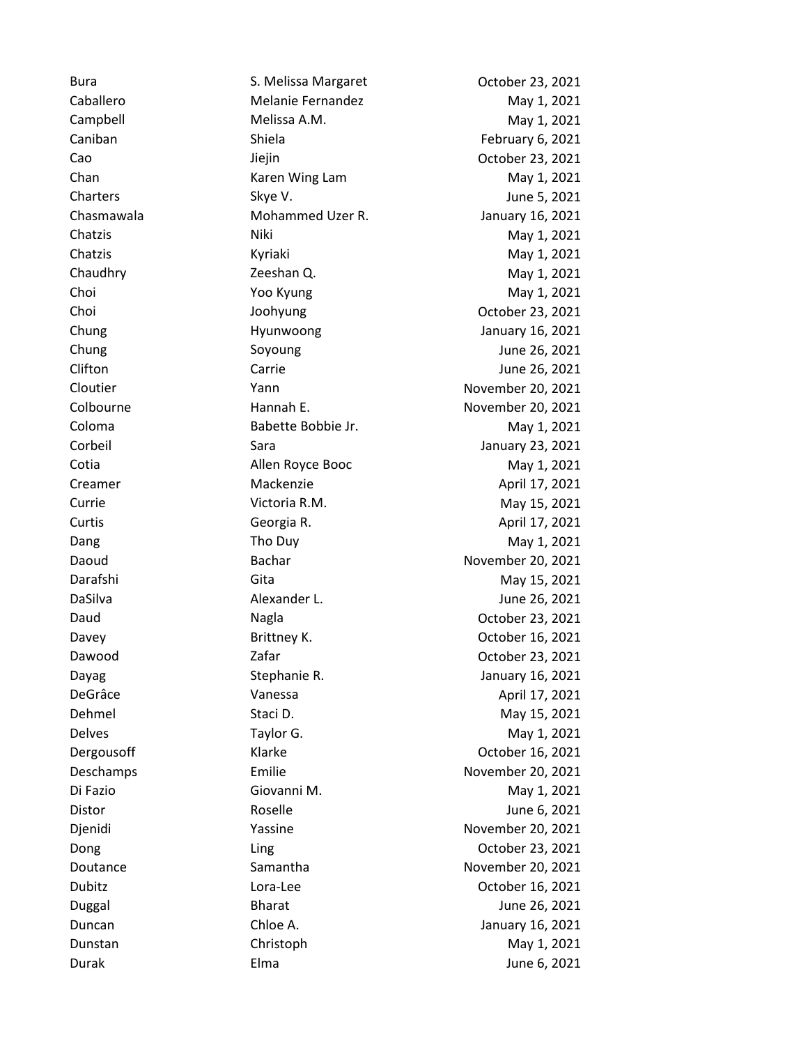| | | |
|---|---|---|
| Bura | S. Melissa Margaret | October 23, 2021 |
| Caballero | Melanie Fernandez | May 1, 2021 |
| Campbell | Melissa A.M. | May 1, 2021 |
| Caniban | Shiela | February 6, 2021 |
| Cao | Jiejin | October 23, 2021 |
| Chan | Karen Wing Lam | May 1, 2021 |
| Charters | Skye V. | June 5, 2021 |
| Chasmawala | Mohammed Uzer R. | January 16, 2021 |
| Chatzis | Niki | May 1, 2021 |
| Chatzis | Kyriaki | May 1, 2021 |
| Chaudhry | Zeeshan Q. | May 1, 2021 |
| Choi | Yoo Kyung | May 1, 2021 |
| Choi | Joohyung | October 23, 2021 |
| Chung | Hyunwoong | January 16, 2021 |
| Chung | Soyoung | June 26, 2021 |
| Clifton | Carrie | June 26, 2021 |
| Cloutier | Yann | November 20, 2021 |
| Colbourne | Hannah E. | November 20, 2021 |
| Coloma | Babette Bobbie Jr. | May 1, 2021 |
| Corbeil | Sara | January 23, 2021 |
| Cotia | Allen Royce Booc | May 1, 2021 |
| Creamer | Mackenzie | April 17, 2021 |
| Currie | Victoria R.M. | May 15, 2021 |
| Curtis | Georgia R. | April 17, 2021 |
| Dang | Tho Duy | May 1, 2021 |
| Daoud | Bachar | November 20, 2021 |
| Darafshi | Gita | May 15, 2021 |
| DaSilva | Alexander L. | June 26, 2021 |
| Daud | Nagla | October 23, 2021 |
| Davey | Brittney K. | October 16, 2021 |
| Dawood | Zafar | October 23, 2021 |
| Dayag | Stephanie R. | January 16, 2021 |
| DeGrâce | Vanessa | April 17, 2021 |
| Dehmel | Staci D. | May 15, 2021 |
| Delves | Taylor G. | May 1, 2021 |
| Dergousoff | Klarke | October 16, 2021 |
| Deschamps | Emilie | November 20, 2021 |
| Di Fazio | Giovanni M. | May 1, 2021 |
| Distor | Roselle | June 6, 2021 |
| Djenidi | Yassine | November 20, 2021 |
| Dong | Ling | October 23, 2021 |
| Doutance | Samantha | November 20, 2021 |
| Dubitz | Lora-Lee | October 16, 2021 |
| Duggal | Bharat | June 26, 2021 |
| Duncan | Chloe A. | January 16, 2021 |
| Dunstan | Christoph | May 1, 2021 |
| Durak | Elma | June 6, 2021 |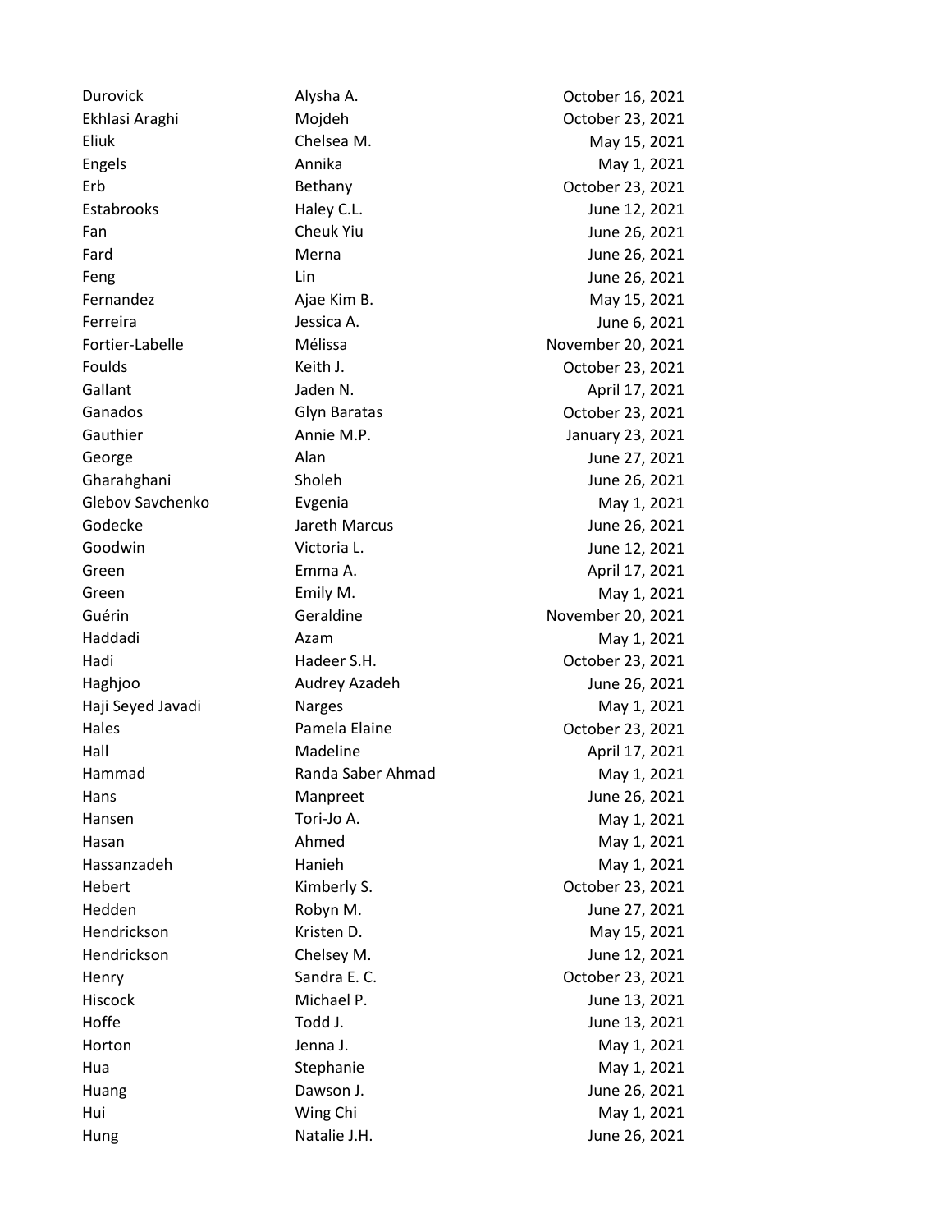| | | |
|---|---|---|
| Durovick | Alysha A. | October 16, 2021 |
| Ekhlasi Araghi | Mojdeh | October 23, 2021 |
| Eliuk | Chelsea M. | May 15, 2021 |
| Engels | Annika | May 1, 2021 |
| Erb | Bethany | October 23, 2021 |
| Estabrooks | Haley C.L. | June 12, 2021 |
| Fan | Cheuk Yiu | June 26, 2021 |
| Fard | Merna | June 26, 2021 |
| Feng | Lin | June 26, 2021 |
| Fernandez | Ajae Kim B. | May 15, 2021 |
| Ferreira | Jessica A. | June 6, 2021 |
| Fortier-Labelle | Mélissa | November 20, 2021 |
| Foulds | Keith J. | October 23, 2021 |
| Gallant | Jaden N. | April 17, 2021 |
| Ganados | Glyn Baratas | October 23, 2021 |
| Gauthier | Annie M.P. | January 23, 2021 |
| George | Alan | June 27, 2021 |
| Gharahghani | Sholeh | June 26, 2021 |
| Glebov Savchenko | Evgenia | May 1, 2021 |
| Godecke | Jareth Marcus | June 26, 2021 |
| Goodwin | Victoria L. | June 12, 2021 |
| Green | Emma A. | April 17, 2021 |
| Green | Emily M. | May 1, 2021 |
| Guérin | Geraldine | November 20, 2021 |
| Haddadi | Azam | May 1, 2021 |
| Hadi | Hadeer S.H. | October 23, 2021 |
| Haghjoo | Audrey Azadeh | June 26, 2021 |
| Haji Seyed Javadi | Narges | May 1, 2021 |
| Hales | Pamela Elaine | October 23, 2021 |
| Hall | Madeline | April 17, 2021 |
| Hammad | Randa Saber Ahmad | May 1, 2021 |
| Hans | Manpreet | June 26, 2021 |
| Hansen | Tori-Jo A. | May 1, 2021 |
| Hasan | Ahmed | May 1, 2021 |
| Hassanzadeh | Hanieh | May 1, 2021 |
| Hebert | Kimberly S. | October 23, 2021 |
| Hedden | Robyn M. | June 27, 2021 |
| Hendrickson | Kristen D. | May 15, 2021 |
| Hendrickson | Chelsey M. | June 12, 2021 |
| Henry | Sandra E. C. | October 23, 2021 |
| Hiscock | Michael P. | June 13, 2021 |
| Hoffe | Todd J. | June 13, 2021 |
| Horton | Jenna J. | May 1, 2021 |
| Hua | Stephanie | May 1, 2021 |
| Huang | Dawson J. | June 26, 2021 |
| Hui | Wing Chi | May 1, 2021 |
| Hung | Natalie J.H. | June 26, 2021 |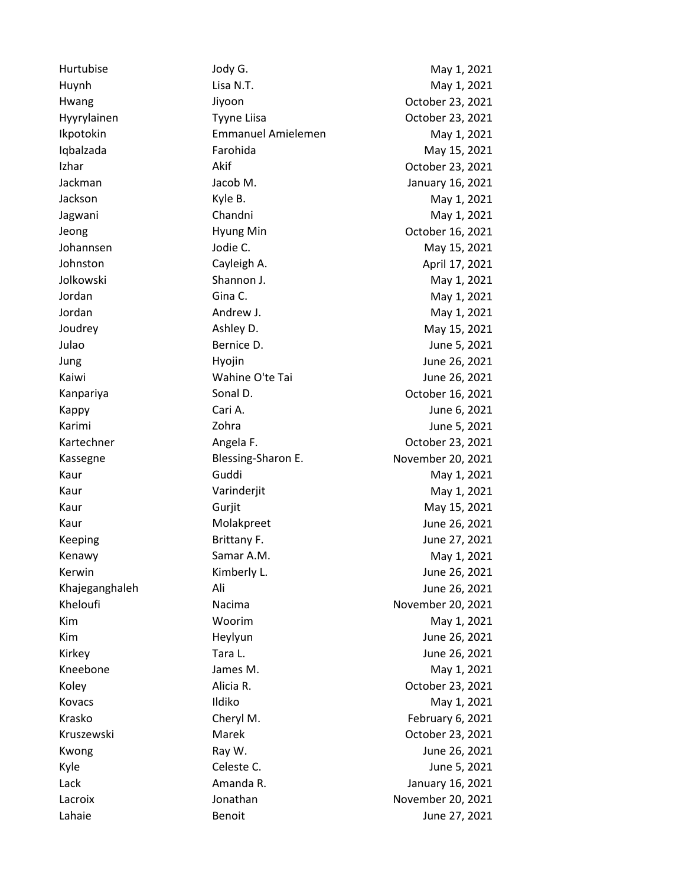| | | |
|---|---|---|
| Hurtubise | Jody G. | May 1, 2021 |
| Huynh | Lisa N.T. | May 1, 2021 |
| Hwang | Jiyoon | October 23, 2021 |
| Hyyrylainen | Tyyne Liisa | October 23, 2021 |
| Ikpotokin | Emmanuel Amielemen | May 1, 2021 |
| Iqbalzada | Farohida | May 15, 2021 |
| Izhar | Akif | October 23, 2021 |
| Jackman | Jacob M. | January 16, 2021 |
| Jackson | Kyle B. | May 1, 2021 |
| Jagwani | Chandni | May 1, 2021 |
| Jeong | Hyung Min | October 16, 2021 |
| Johannsen | Jodie C. | May 15, 2021 |
| Johnston | Cayleigh A. | April 17, 2021 |
| Jolkowski | Shannon J. | May 1, 2021 |
| Jordan | Gina C. | May 1, 2021 |
| Jordan | Andrew J. | May 1, 2021 |
| Joudrey | Ashley D. | May 15, 2021 |
| Julao | Bernice D. | June 5, 2021 |
| Jung | Hyojin | June 26, 2021 |
| Kaiwi | Wahine O'te Tai | June 26, 2021 |
| Kanpariya | Sonal D. | October 16, 2021 |
| Kappy | Cari A. | June 6, 2021 |
| Karimi | Zohra | June 5, 2021 |
| Kartechner | Angela F. | October 23, 2021 |
| Kassegne | Blessing-Sharon E. | November 20, 2021 |
| Kaur | Guddi | May 1, 2021 |
| Kaur | Varinderjit | May 1, 2021 |
| Kaur | Gurjit | May 15, 2021 |
| Kaur | Molakpreet | June 26, 2021 |
| Keeping | Brittany F. | June 27, 2021 |
| Kenawy | Samar A.M. | May 1, 2021 |
| Kerwin | Kimberly L. | June 26, 2021 |
| Khajeganghaleh | Ali | June 26, 2021 |
| Kheloufi | Nacima | November 20, 2021 |
| Kim | Woorim | May 1, 2021 |
| Kim | Heylyun | June 26, 2021 |
| Kirkey | Tara L. | June 26, 2021 |
| Kneebone | James M. | May 1, 2021 |
| Koley | Alicia R. | October 23, 2021 |
| Kovacs | Ildiko | May 1, 2021 |
| Krasko | Cheryl M. | February 6, 2021 |
| Kruszewski | Marek | October 23, 2021 |
| Kwong | Ray W. | June 26, 2021 |
| Kyle | Celeste C. | June 5, 2021 |
| Lack | Amanda R. | January 16, 2021 |
| Lacroix | Jonathan | November 20, 2021 |
| Lahaie | Benoit | June 27, 2021 |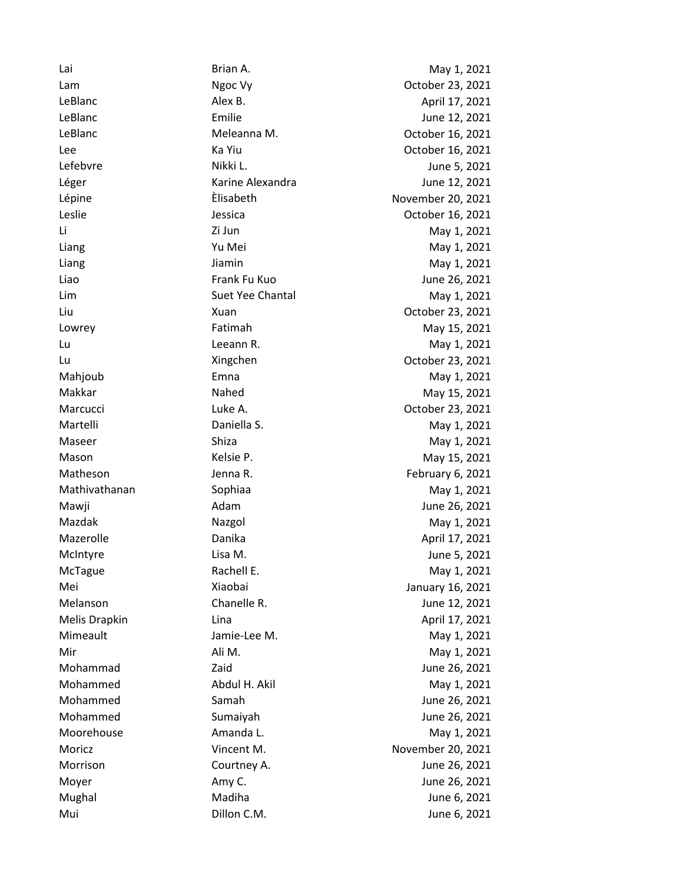| | | |
|---|---|---|
| Lai | Brian A. | May 1, 2021 |
| Lam | Ngoc Vy | October 23, 2021 |
| LeBlanc | Alex B. | April 17, 2021 |
| LeBlanc | Emilie | June 12, 2021 |
| LeBlanc | Meleanna M. | October 16, 2021 |
| Lee | Ka Yiu | October 16, 2021 |
| Lefebvre | Nikki L. | June 5, 2021 |
| Léger | Karine Alexandra | June 12, 2021 |
| Lépine | Èlisabeth | November 20, 2021 |
| Leslie | Jessica | October 16, 2021 |
| Li | Zi Jun | May 1, 2021 |
| Liang | Yu Mei | May 1, 2021 |
| Liang | Jiamin | May 1, 2021 |
| Liao | Frank Fu Kuo | June 26, 2021 |
| Lim | Suet Yee Chantal | May 1, 2021 |
| Liu | Xuan | October 23, 2021 |
| Lowrey | Fatimah | May 15, 2021 |
| Lu | Leeann R. | May 1, 2021 |
| Lu | Xingchen | October 23, 2021 |
| Mahjoub | Emna | May 1, 2021 |
| Makkar | Nahed | May 15, 2021 |
| Marcucci | Luke A. | October 23, 2021 |
| Martelli | Daniella S. | May 1, 2021 |
| Maseer | Shiza | May 1, 2021 |
| Mason | Kelsie P. | May 15, 2021 |
| Matheson | Jenna R. | February 6, 2021 |
| Mathivathanan | Sophiaa | May 1, 2021 |
| Mawji | Adam | June 26, 2021 |
| Mazdak | Nazgol | May 1, 2021 |
| Mazerolle | Danika | April 17, 2021 |
| McIntyre | Lisa M. | June 5, 2021 |
| McTague | Rachell E. | May 1, 2021 |
| Mei | Xiaobai | January 16, 2021 |
| Melanson | Chanelle R. | June 12, 2021 |
| Melis Drapkin | Lina | April 17, 2021 |
| Mimeault | Jamie-Lee M. | May 1, 2021 |
| Mir | Ali M. | May 1, 2021 |
| Mohammad | Zaid | June 26, 2021 |
| Mohammed | Abdul H. Akil | May 1, 2021 |
| Mohammed | Samah | June 26, 2021 |
| Mohammed | Sumaiyah | June 26, 2021 |
| Moorehouse | Amanda L. | May 1, 2021 |
| Moricz | Vincent M. | November 20, 2021 |
| Morrison | Courtney A. | June 26, 2021 |
| Moyer | Amy C. | June 26, 2021 |
| Mughal | Madiha | June 6, 2021 |
| Mui | Dillon C.M. | June 6, 2021 |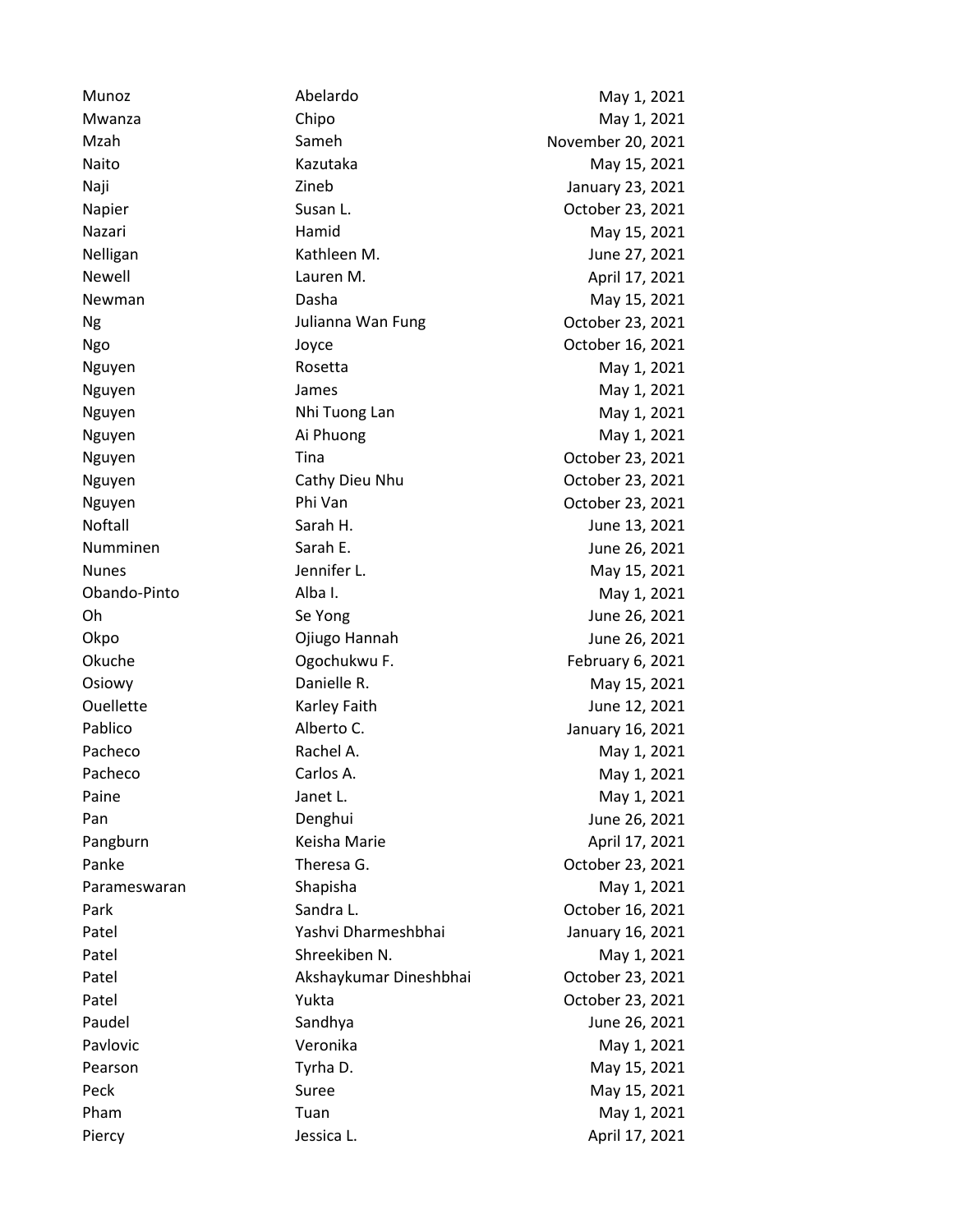| | | |
|---|---|---|
| Munoz | Abelardo | May 1, 2021 |
| Mwanza | Chipo | May 1, 2021 |
| Mzah | Sameh | November 20, 2021 |
| Naito | Kazutaka | May 15, 2021 |
| Naji | Zineb | January 23, 2021 |
| Napier | Susan L. | October 23, 2021 |
| Nazari | Hamid | May 15, 2021 |
| Nelligan | Kathleen M. | June 27, 2021 |
| Newell | Lauren M. | April 17, 2021 |
| Newman | Dasha | May 15, 2021 |
| Ng | Julianna Wan Fung | October 23, 2021 |
| Ngo | Joyce | October 16, 2021 |
| Nguyen | Rosetta | May 1, 2021 |
| Nguyen | James | May 1, 2021 |
| Nguyen | Nhi Tuong Lan | May 1, 2021 |
| Nguyen | Ai Phuong | May 1, 2021 |
| Nguyen | Tina | October 23, 2021 |
| Nguyen | Cathy Dieu Nhu | October 23, 2021 |
| Nguyen | Phi Van | October 23, 2021 |
| Noftall | Sarah H. | June 13, 2021 |
| Numminen | Sarah E. | June 26, 2021 |
| Nunes | Jennifer L. | May 15, 2021 |
| Obando-Pinto | Alba I. | May 1, 2021 |
| Oh | Se Yong | June 26, 2021 |
| Okpo | Ojiugo Hannah | June 26, 2021 |
| Okuche | Ogochukwu F. | February 6, 2021 |
| Osiowy | Danielle R. | May 15, 2021 |
| Ouellette | Karley Faith | June 12, 2021 |
| Pablico | Alberto C. | January 16, 2021 |
| Pacheco | Rachel A. | May 1, 2021 |
| Pacheco | Carlos A. | May 1, 2021 |
| Paine | Janet L. | May 1, 2021 |
| Pan | Denghui | June 26, 2021 |
| Pangburn | Keisha Marie | April 17, 2021 |
| Panke | Theresa G. | October 23, 2021 |
| Parameswaran | Shapisha | May 1, 2021 |
| Park | Sandra L. | October 16, 2021 |
| Patel | Yashvi Dharmeshbhai | January 16, 2021 |
| Patel | Shreekiben N. | May 1, 2021 |
| Patel | Akshaykumar Dineshbhai | October 23, 2021 |
| Patel | Yukta | October 23, 2021 |
| Paudel | Sandhya | June 26, 2021 |
| Pavlovic | Veronika | May 1, 2021 |
| Pearson | Tyrha D. | May 15, 2021 |
| Peck | Suree | May 15, 2021 |
| Pham | Tuan | May 1, 2021 |
| Piercy | Jessica L. | April 17, 2021 |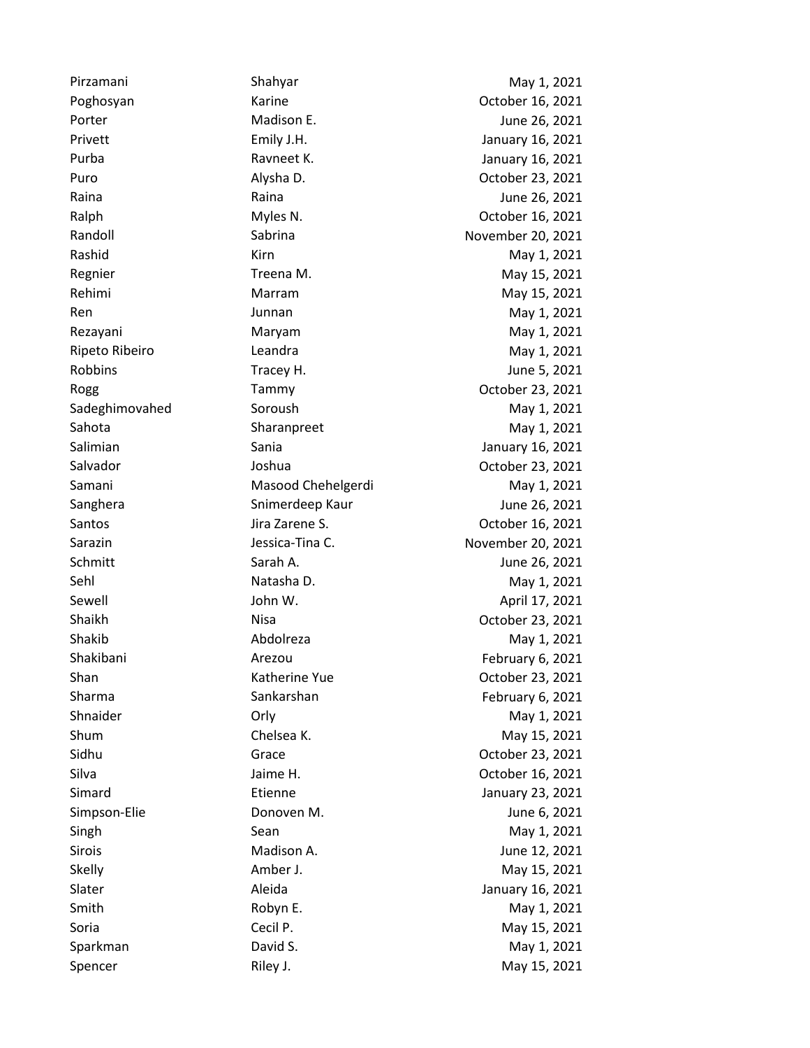| | | |
|---|---|---|
| Pirzamani | Shahyar | May 1, 2021 |
| Poghosyan | Karine | October 16, 2021 |
| Porter | Madison E. | June 26, 2021 |
| Privett | Emily J.H. | January 16, 2021 |
| Purba | Ravneet K. | January 16, 2021 |
| Puro | Alysha D. | October 23, 2021 |
| Raina | Raina | June 26, 2021 |
| Ralph | Myles N. | October 16, 2021 |
| Randoll | Sabrina | November 20, 2021 |
| Rashid | Kirn | May 1, 2021 |
| Regnier | Treena M. | May 15, 2021 |
| Rehimi | Marram | May 15, 2021 |
| Ren | Junnan | May 1, 2021 |
| Rezayani | Maryam | May 1, 2021 |
| Ripeto Ribeiro | Leandra | May 1, 2021 |
| Robbins | Tracey H. | June 5, 2021 |
| Rogg | Tammy | October 23, 2021 |
| Sadeghimovahed | Soroush | May 1, 2021 |
| Sahota | Sharanpreet | May 1, 2021 |
| Salimian | Sania | January 16, 2021 |
| Salvador | Joshua | October 23, 2021 |
| Samani | Masood Chehelgerdi | May 1, 2021 |
| Sanghera | Snimerdeep Kaur | June 26, 2021 |
| Santos | Jira Zarene S. | October 16, 2021 |
| Sarazin | Jessica-Tina C. | November 20, 2021 |
| Schmitt | Sarah A. | June 26, 2021 |
| Sehl | Natasha D. | May 1, 2021 |
| Sewell | John W. | April 17, 2021 |
| Shaikh | Nisa | October 23, 2021 |
| Shakib | Abdolreza | May 1, 2021 |
| Shakibani | Arezou | February 6, 2021 |
| Shan | Katherine Yue | October 23, 2021 |
| Sharma | Sankarshan | February 6, 2021 |
| Shnaider | Orly | May 1, 2021 |
| Shum | Chelsea K. | May 15, 2021 |
| Sidhu | Grace | October 23, 2021 |
| Silva | Jaime H. | October 16, 2021 |
| Simard | Etienne | January 23, 2021 |
| Simpson-Elie | Donoven M. | June 6, 2021 |
| Singh | Sean | May 1, 2021 |
| Sirois | Madison A. | June 12, 2021 |
| Skelly | Amber J. | May 15, 2021 |
| Slater | Aleida | January 16, 2021 |
| Smith | Robyn E. | May 1, 2021 |
| Soria | Cecil P. | May 15, 2021 |
| Sparkman | David S. | May 1, 2021 |
| Spencer | Riley J. | May 15, 2021 |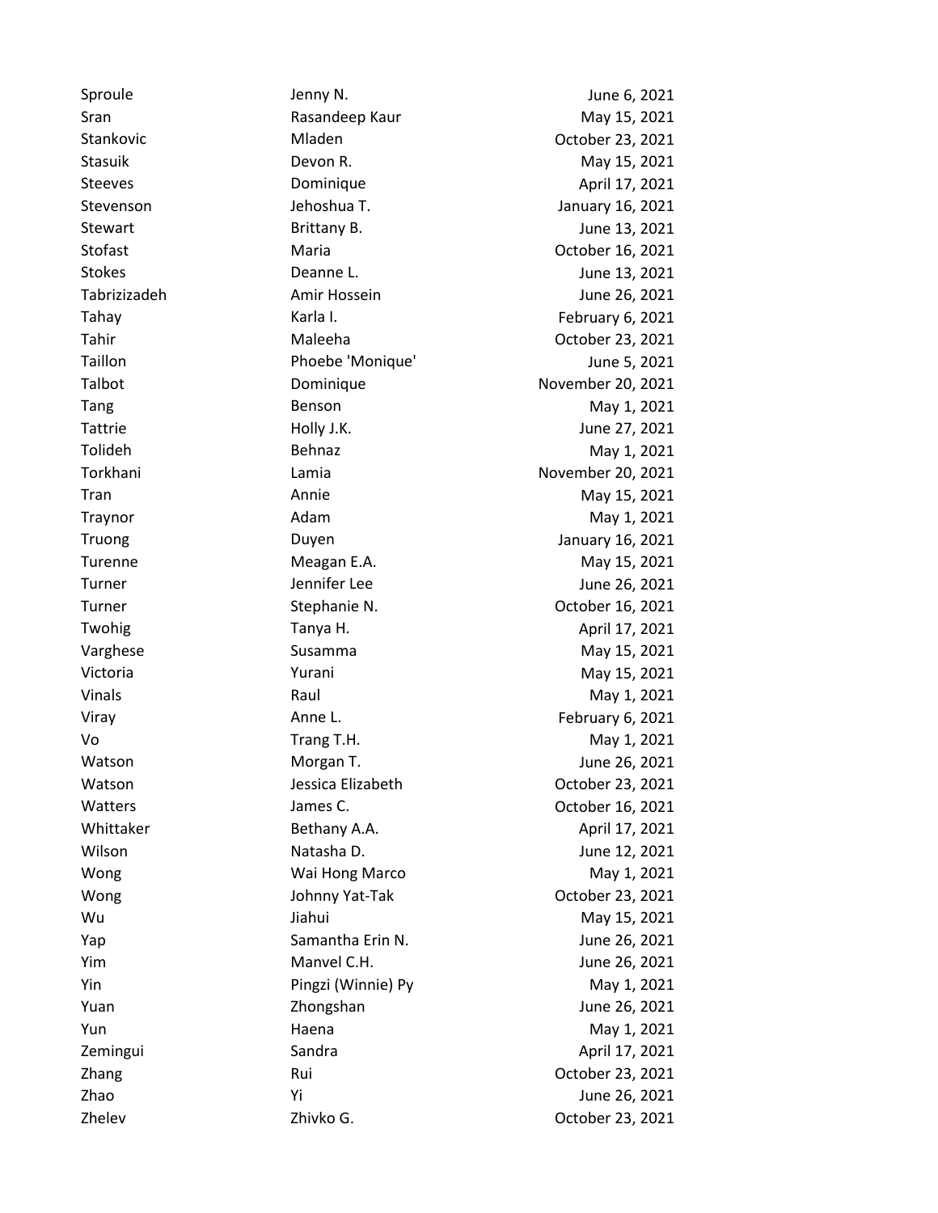| | | |
|---|---|---|
| Sproule | Jenny N. | June 6, 2021 |
| Sran | Rasandeep Kaur | May 15, 2021 |
| Stankovic | Mladen | October 23, 2021 |
| Stasuik | Devon R. | May 15, 2021 |
| Steeves | Dominique | April 17, 2021 |
| Stevenson | Jehoshua T. | January 16, 2021 |
| Stewart | Brittany B. | June 13, 2021 |
| Stofast | Maria | October 16, 2021 |
| Stokes | Deanne L. | June 13, 2021 |
| Tabrizizadeh | Amir Hossein | June 26, 2021 |
| Tahay | Karla I. | February 6, 2021 |
| Tahir | Maleeha | October 23, 2021 |
| Taillon | Phoebe 'Monique' | June 5, 2021 |
| Talbot | Dominique | November 20, 2021 |
| Tang | Benson | May 1, 2021 |
| Tattrie | Holly J.K. | June 27, 2021 |
| Tolideh | Behnaz | May 1, 2021 |
| Torkhani | Lamia | November 20, 2021 |
| Tran | Annie | May 15, 2021 |
| Traynor | Adam | May 1, 2021 |
| Truong | Duyen | January 16, 2021 |
| Turenne | Meagan E.A. | May 15, 2021 |
| Turner | Jennifer Lee | June 26, 2021 |
| Turner | Stephanie N. | October 16, 2021 |
| Twohig | Tanya H. | April 17, 2021 |
| Varghese | Susamma | May 15, 2021 |
| Victoria | Yurani | May 15, 2021 |
| Vinals | Raul | May 1, 2021 |
| Viray | Anne L. | February 6, 2021 |
| Vo | Trang T.H. | May 1, 2021 |
| Watson | Morgan T. | June 26, 2021 |
| Watson | Jessica Elizabeth | October 23, 2021 |
| Watters | James C. | October 16, 2021 |
| Whittaker | Bethany A.A. | April 17, 2021 |
| Wilson | Natasha D. | June 12, 2021 |
| Wong | Wai Hong Marco | May 1, 2021 |
| Wong | Johnny Yat-Tak | October 23, 2021 |
| Wu | Jiahui | May 15, 2021 |
| Yap | Samantha Erin N. | June 26, 2021 |
| Yim | Manvel C.H. | June 26, 2021 |
| Yin | Pingzi (Winnie) Py | May 1, 2021 |
| Yuan | Zhongshan | June 26, 2021 |
| Yun | Haena | May 1, 2021 |
| Zemingui | Sandra | April 17, 2021 |
| Zhang | Rui | October 23, 2021 |
| Zhao | Yi | June 26, 2021 |
| Zhelev | Zhivko G. | October 23, 2021 |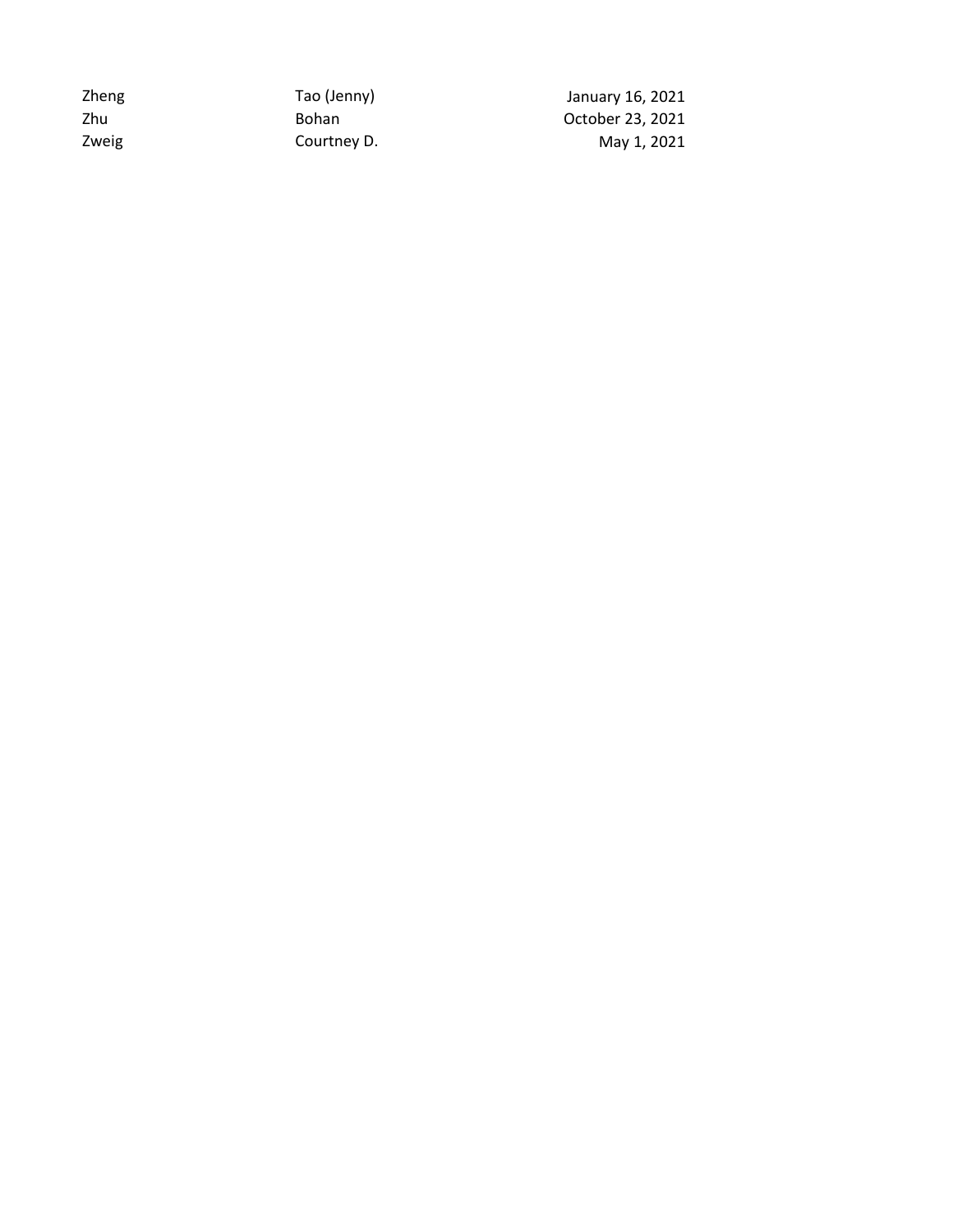| | | |
|---|---|---|
| Zheng | Tao (Jenny) | January 16, 2021 |
| Zhu | Bohan | October 23, 2021 |
| Zweig | Courtney D. | May 1, 2021 |